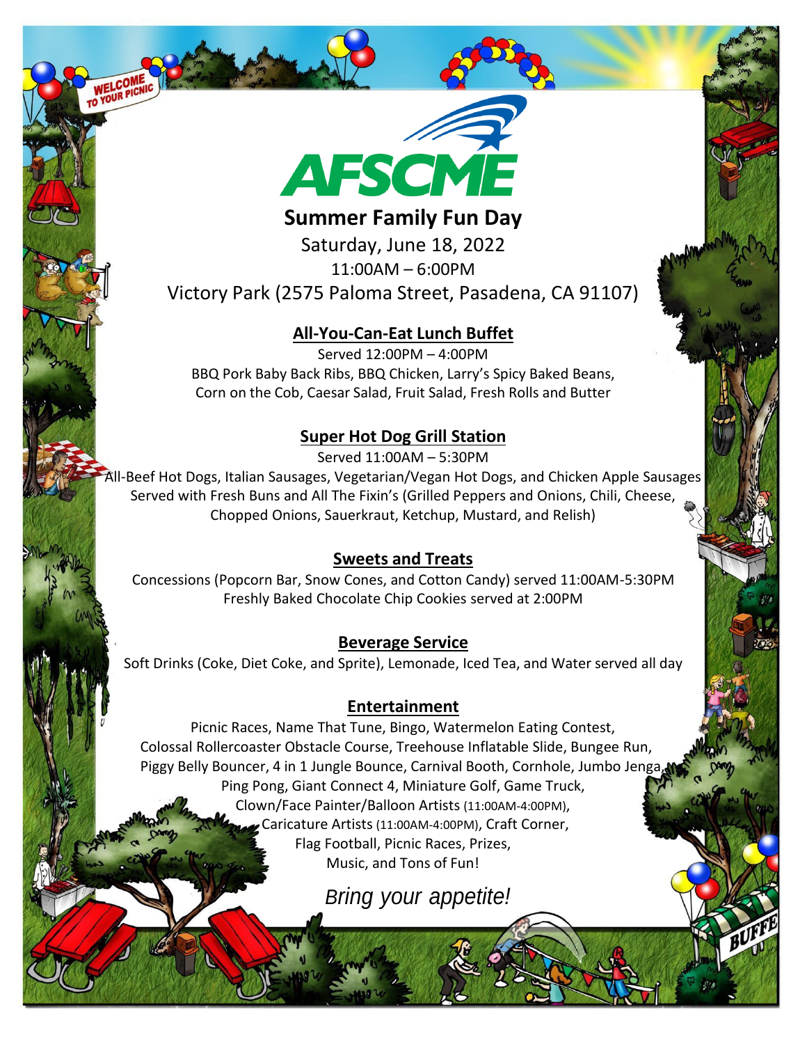# AFSCME

## Summer Family Fun Day

Saturday, June 18, 2022

11:00AM – 6:00PM

Victory Park (2575 Paloma Street, Pasadena, CA 91107)

### All-You-Can-Eat Lunch Buffet

Served 12:00PM – 4:00PM

BBQ Pork Baby Back Ribs, BBQ Chicken, Larry's Spicy Baked Beans, Corn on the Cob, Caesar Salad, Fruit Salad, Fresh Rolls and Butter

### Super Hot Dog Grill Station

Served 11:00AM – 5:30PM

All-Beef Hot Dogs, Italian Sausages, Vegetarian/Vegan Hot Dogs, and Chicken Apple Sausages Served with Fresh Buns and All The Fixin's (Grilled Peppers and Onions, Chili, Cheese, Chopped Onions, Sauerkraut, Ketchup, Mustard, and Relish)

### Sweets and Treats

Concessions (Popcorn Bar, Snow Cones, and Cotton Candy) served 11:00AM-5:30PM

Freshly Baked Chocolate Chip Cookies served at 2:00PM

### Beverage Service

Soft Drinks (Coke, Diet Coke, and Sprite), Lemonade, Iced Tea, and Water served all day

### Entertainment

Picnic Races, Name That Tune, Bingo, Watermelon Eating Contest, Colossal Rollercoaster Obstacle Course, Treehouse Inflatable Slide, Bungee Run, Piggy Belly Bouncer, 4 in 1 Jungle Bounce, Carnival Booth, Cornhole, Jumbo Jenga, Ping Pong, Giant Connect 4, Miniature Golf, Game Truck, Clown/Face Painter/Balloon Artists (11:00AM-4:00PM), Caricature Artists (11:00AM-4:00PM), Craft Corner, Flag Football, Picnic Races, Prizes, Music, and Tons of Fun!

*Bring your appetite!*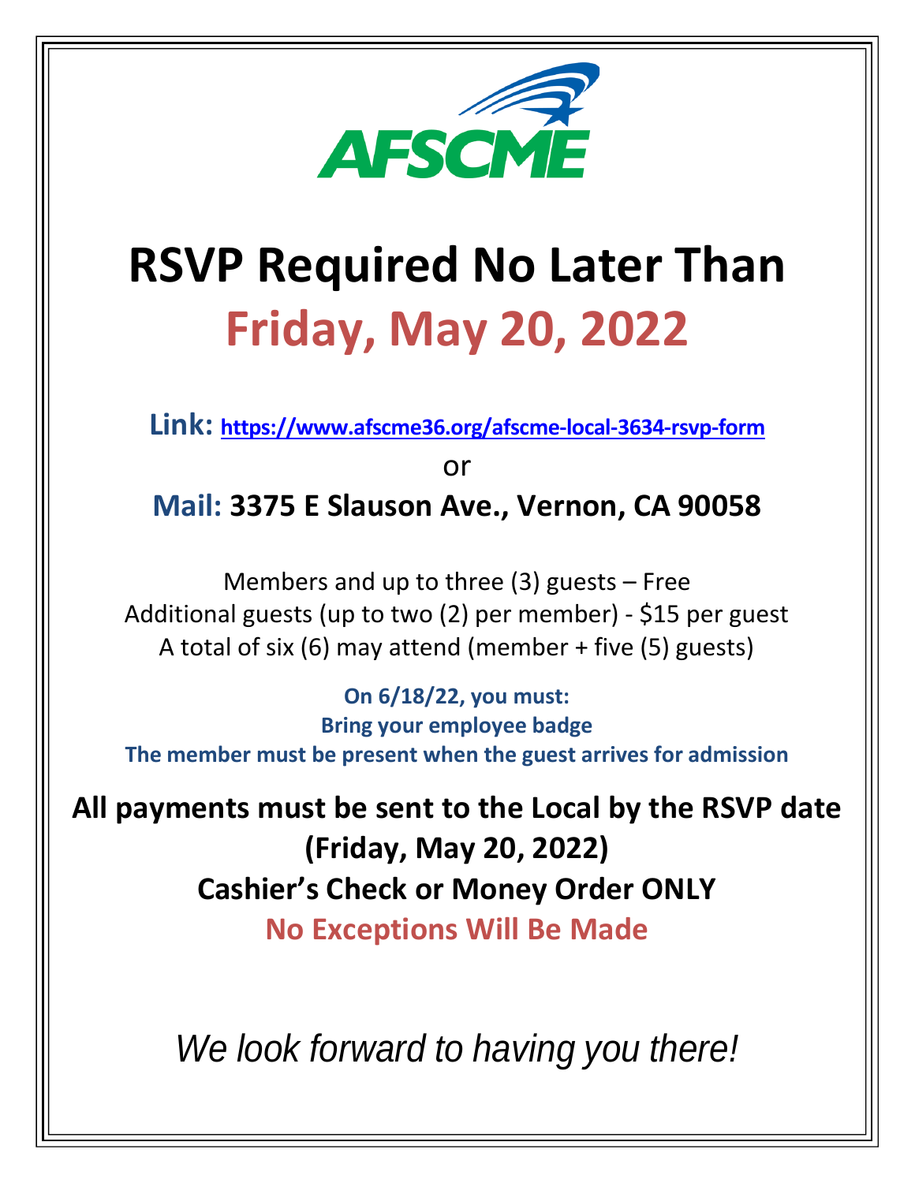AFSCME

# RSVP Required No Later Than Friday, May 20, 2022

**Link:** https://www.afscme36.org/afscme-local-3634-rsvp-form

or

**Mail: 3375 E Slauson Ave., Vernon, CA 90058**

Members and up to three (3) guests – Free
Additional guests (up to two (2) per member) - $15 per guest
A total of six (6) may attend (member + five (5) guests)

**On 6/18/22, you must:**
**Bring your employee badge**
**The member must be present when the guest arrives for admission**

**All payments must be sent to the Local by the RSVP date (Friday, May 20, 2022)**
**Cashier's Check or Money Order ONLY**
**No Exceptions Will Be Made**

*We look forward to having you there!*